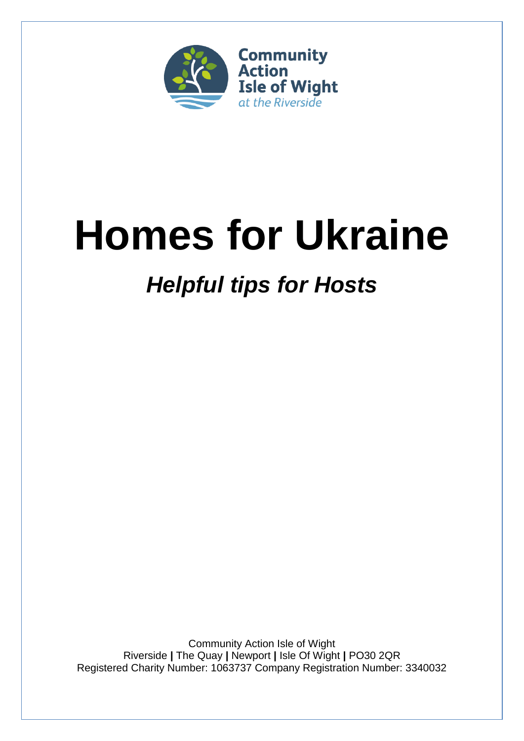Community Action Isle of Wight *at the Riverside*

# Homes for Ukraine

## *Helpful tips for Hosts*

Community Action Isle of Wight
Riverside **|** The Quay **|** Newport **|** Isle Of Wight **|** PO30 2QR
Registered Charity Number: 1063737 Company Registration Number: 3340032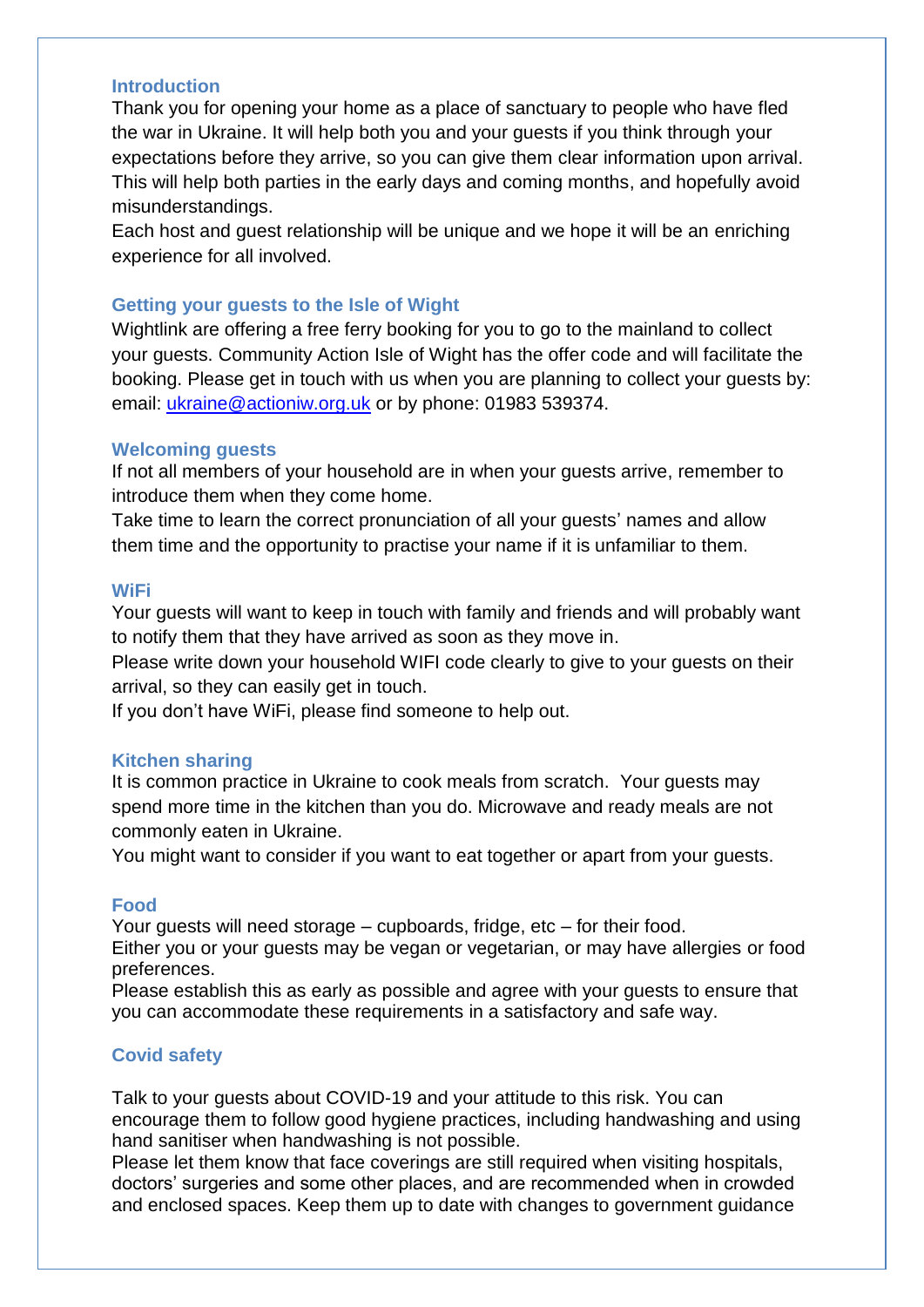## Introduction

Thank you for opening your home as a place of sanctuary to people who have fled the war in Ukraine. It will help both you and your guests if you think through your expectations before they arrive, so you can give them clear information upon arrival. This will help both parties in the early days and coming months, and hopefully avoid misunderstandings.

Each host and guest relationship will be unique and we hope it will be an enriching experience for all involved.

## Getting your guests to the Isle of Wight

Wightlink are offering a free ferry booking for you to go to the mainland to collect your guests. Community Action Isle of Wight has the offer code and will facilitate the booking. Please get in touch with us when you are planning to collect your guests by: email: [ukraine@actioniw.org.uk](mailto:ukraine@actioniw.org.uk) or by phone: 01983 539374.

## Welcoming guests

If not all members of your household are in when your guests arrive, remember to introduce them when they come home.

Take time to learn the correct pronunciation of all your guests' names and allow them time and the opportunity to practise your name if it is unfamiliar to them.

## WiFi

Your guests will want to keep in touch with family and friends and will probably want to notify them that they have arrived as soon as they move in.

Please write down your household WIFI code clearly to give to your guests on their arrival, so they can easily get in touch.

If you don't have WiFi, please find someone to help out.

## Kitchen sharing

It is common practice in Ukraine to cook meals from scratch. Your guests may spend more time in the kitchen than you do. Microwave and ready meals are not commonly eaten in Ukraine.

You might want to consider if you want to eat together or apart from your guests.

## Food

Your guests will need storage – cupboards, fridge, etc – for their food.

Either you or your guests may be vegan or vegetarian, or may have allergies or food preferences.

Please establish this as early as possible and agree with your guests to ensure that you can accommodate these requirements in a satisfactory and safe way.

## Covid safety

Talk to your guests about COVID-19 and your attitude to this risk. You can encourage them to follow good hygiene practices, including handwashing and using hand sanitiser when handwashing is not possible.

Please let them know that face coverings are still required when visiting hospitals, doctors' surgeries and some other places, and are recommended when in crowded and enclosed spaces. Keep them up to date with changes to government guidance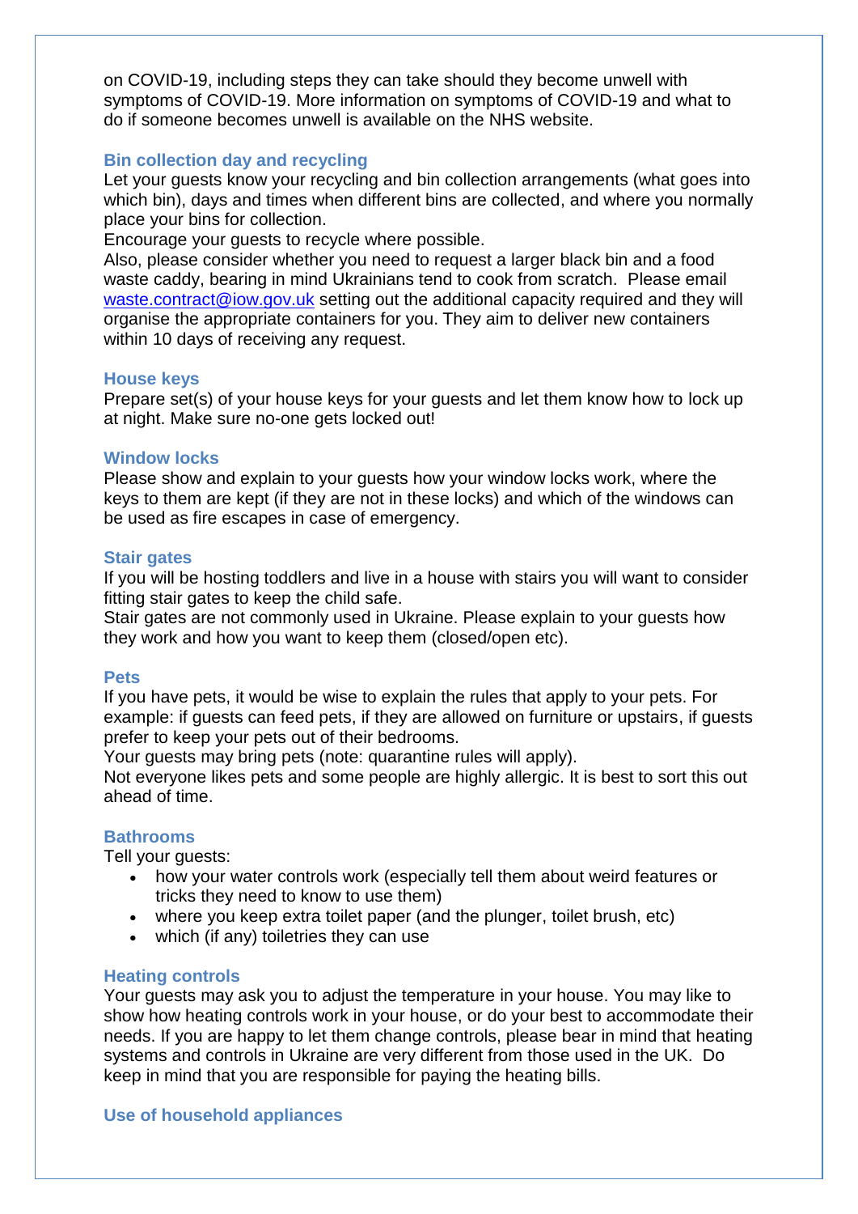on COVID-19, including steps they can take should they become unwell with symptoms of COVID-19. More information on symptoms of COVID-19 and what to do if someone becomes unwell is available on the NHS website.

### Bin collection day and recycling

Let your guests know your recycling and bin collection arrangements (what goes into which bin), days and times when different bins are collected, and where you normally place your bins for collection.

Encourage your guests to recycle where possible.

Also, please consider whether you need to request a larger black bin and a food waste caddy, bearing in mind Ukrainians tend to cook from scratch. Please email waste.contract@iow.gov.uk setting out the additional capacity required and they will organise the appropriate containers for you. They aim to deliver new containers within 10 days of receiving any request.

### House keys

Prepare set(s) of your house keys for your guests and let them know how to lock up at night. Make sure no-one gets locked out!

### Window locks

Please show and explain to your guests how your window locks work, where the keys to them are kept (if they are not in these locks) and which of the windows can be used as fire escapes in case of emergency.

### Stair gates

If you will be hosting toddlers and live in a house with stairs you will want to consider fitting stair gates to keep the child safe.

Stair gates are not commonly used in Ukraine. Please explain to your guests how they work and how you want to keep them (closed/open etc).

### Pets

If you have pets, it would be wise to explain the rules that apply to your pets. For example: if guests can feed pets, if they are allowed on furniture or upstairs, if guests prefer to keep your pets out of their bedrooms.

Your guests may bring pets (note: quarantine rules will apply).

Not everyone likes pets and some people are highly allergic. It is best to sort this out ahead of time.

### Bathrooms

Tell your guests:

- how your water controls work (especially tell them about weird features or tricks they need to know to use them)
- where you keep extra toilet paper (and the plunger, toilet brush, etc)
- which (if any) toiletries they can use

### Heating controls

Your guests may ask you to adjust the temperature in your house. You may like to show how heating controls work in your house, or do your best to accommodate their needs. If you are happy to let them change controls, please bear in mind that heating systems and controls in Ukraine are very different from those used in the UK. Do keep in mind that you are responsible for paying the heating bills.

### Use of household appliances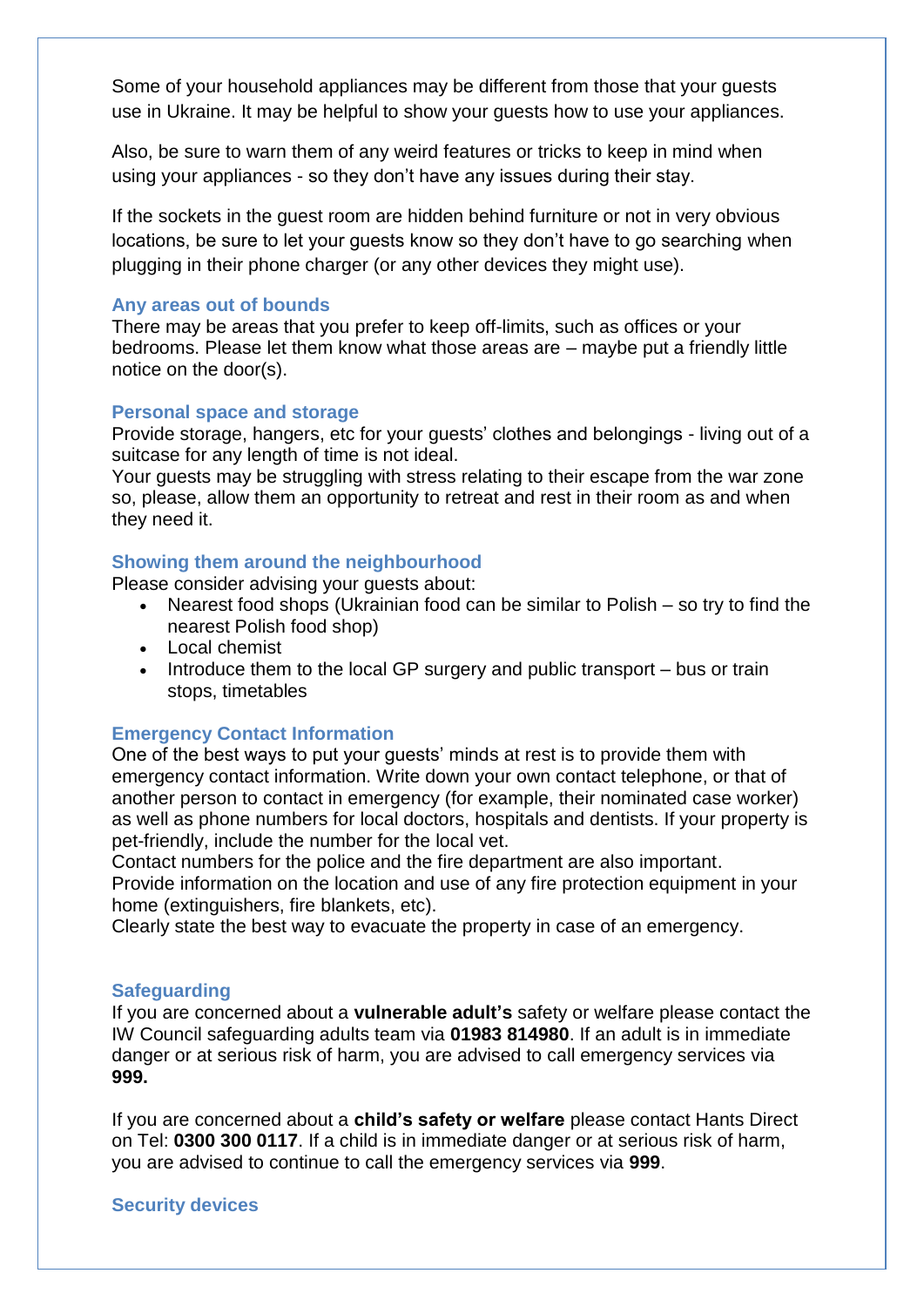Some of your household appliances may be different from those that your guests use in Ukraine. It may be helpful to show your guests how to use your appliances.

Also, be sure to warn them of any weird features or tricks to keep in mind when using your appliances - so they don't have any issues during their stay.

If the sockets in the guest room are hidden behind furniture or not in very obvious locations, be sure to let your guests know so they don't have to go searching when plugging in their phone charger (or any other devices they might use).

### Any areas out of bounds

There may be areas that you prefer to keep off-limits, such as offices or your bedrooms. Please let them know what those areas are – maybe put a friendly little notice on the door(s).

### Personal space and storage

Provide storage, hangers, etc for your guests' clothes and belongings - living out of a suitcase for any length of time is not ideal.
Your guests may be struggling with stress relating to their escape from the war zone so, please, allow them an opportunity to retreat and rest in their room as and when they need it.

### Showing them around the neighbourhood

Please consider advising your guests about:

- Nearest food shops (Ukrainian food can be similar to Polish – so try to find the nearest Polish food shop)
- Local chemist
- Introduce them to the local GP surgery and public transport – bus or train stops, timetables

### Emergency Contact Information

One of the best ways to put your guests' minds at rest is to provide them with emergency contact information. Write down your own contact telephone, or that of another person to contact in emergency (for example, their nominated case worker) as well as phone numbers for local doctors, hospitals and dentists. If your property is pet-friendly, include the number for the local vet.
Contact numbers for the police and the fire department are also important.
Provide information on the location and use of any fire protection equipment in your home (extinguishers, fire blankets, etc).
Clearly state the best way to evacuate the property in case of an emergency.

### Safeguarding

If you are concerned about a **vulnerable adult's** safety or welfare please contact the IW Council safeguarding adults team via **01983 814980**. If an adult is in immediate danger or at serious risk of harm, you are advised to call emergency services via **999.**

If you are concerned about a **child's safety or welfare** please contact Hants Direct on Tel: **0300 300 0117**. If a child is in immediate danger or at serious risk of harm, you are advised to continue to call the emergency services via **999**.

### Security devices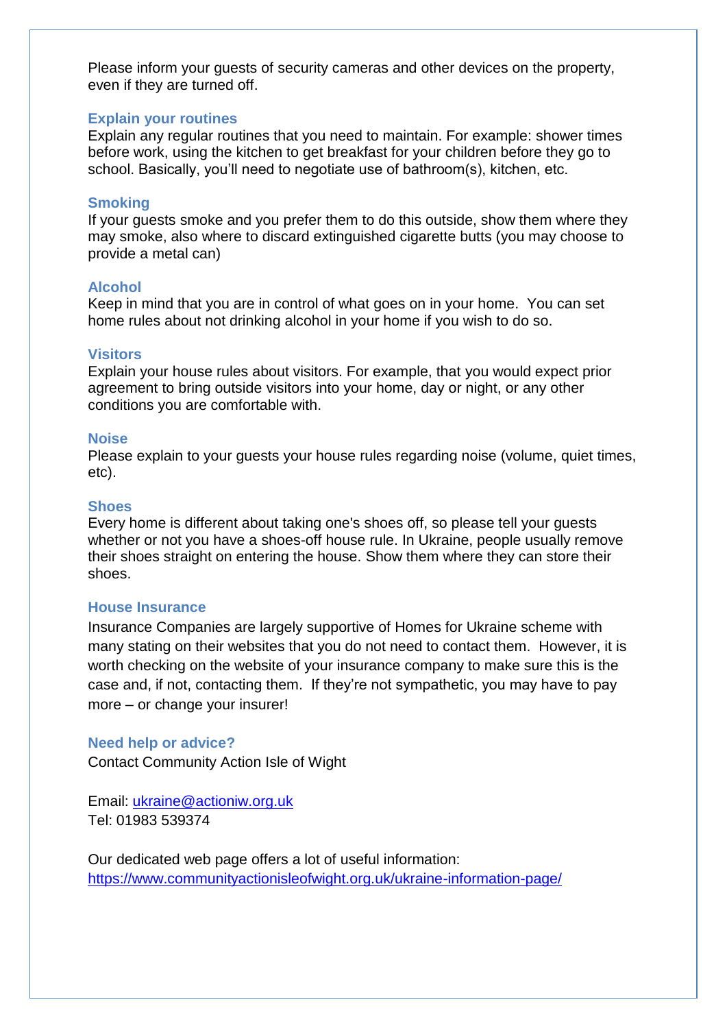Please inform your guests of security cameras and other devices on the property, even if they are turned off.

### Explain your routines

Explain any regular routines that you need to maintain. For example: shower times before work, using the kitchen to get breakfast for your children before they go to school. Basically, you'll need to negotiate use of bathroom(s), kitchen, etc.

### Smoking

If your guests smoke and you prefer them to do this outside, show them where they may smoke, also where to discard extinguished cigarette butts (you may choose to provide a metal can)

### Alcohol

Keep in mind that you are in control of what goes on in your home. You can set home rules about not drinking alcohol in your home if you wish to do so.

### Visitors

Explain your house rules about visitors. For example, that you would expect prior agreement to bring outside visitors into your home, day or night, or any other conditions you are comfortable with.

### Noise

Please explain to your guests your house rules regarding noise (volume, quiet times, etc).

### Shoes

Every home is different about taking one's shoes off, so please tell your guests whether or not you have a shoes-off house rule. In Ukraine, people usually remove their shoes straight on entering the house. Show them where they can store their shoes.

### House Insurance

Insurance Companies are largely supportive of Homes for Ukraine scheme with many stating on their websites that you do not need to contact them. However, it is worth checking on the website of your insurance company to make sure this is the case and, if not, contacting them. If they're not sympathetic, you may have to pay more – or change your insurer!

### Need help or advice?

Contact Community Action Isle of Wight

Email: [ukraine@actioniw.org.uk](mailto:ukraine@actioniw.org.uk)
Tel: 01983 539374

Our dedicated web page offers a lot of useful information:
[https://www.communityactionisleofwight.org.uk/ukraine-information-page/](https://www.communityactionisleofwight.org.uk/ukraine-information-page/)